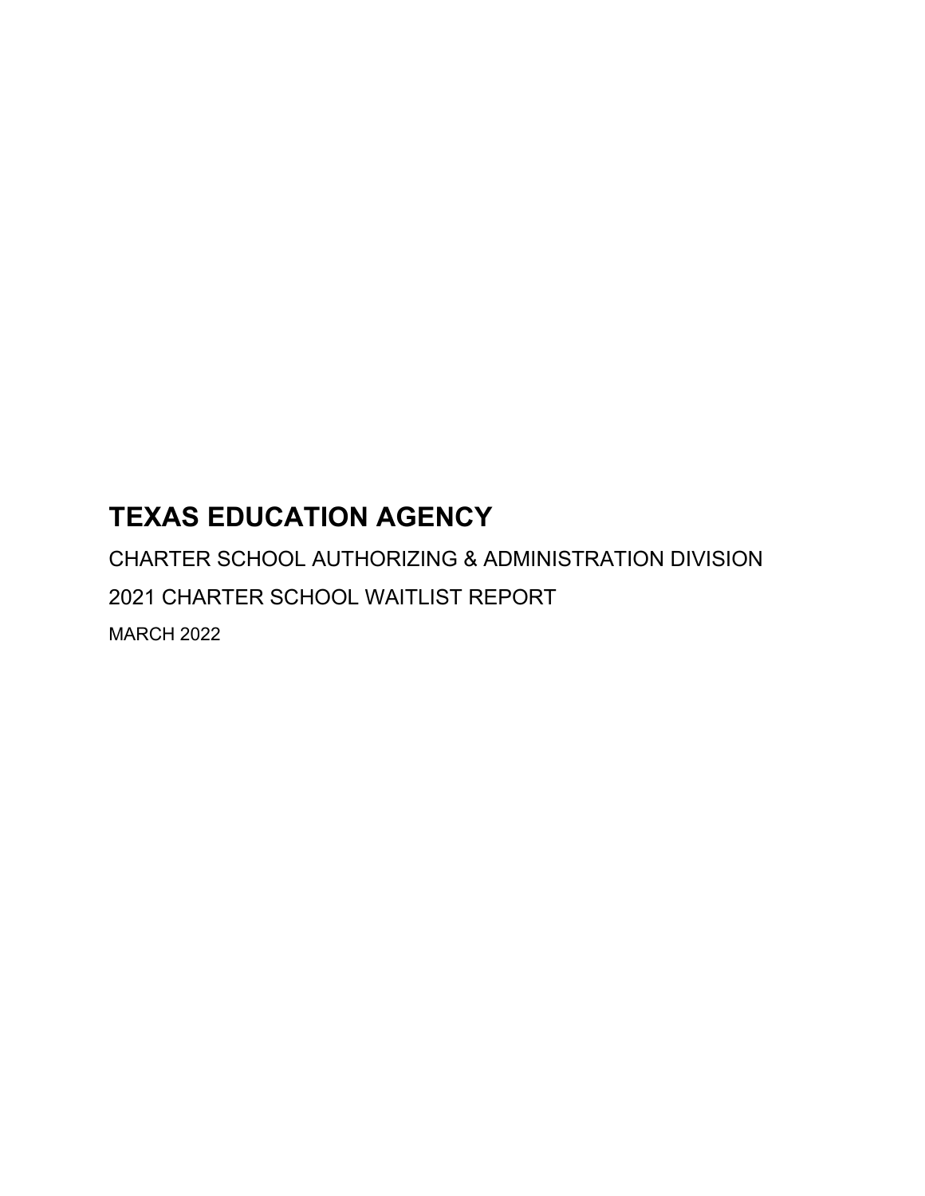# TEXAS EDUCATION AGENCY

CHARTER SCHOOL AUTHORIZING & ADMINISTRATION DIVISION

2021 CHARTER SCHOOL WAITLIST REPORT

MARCH 2022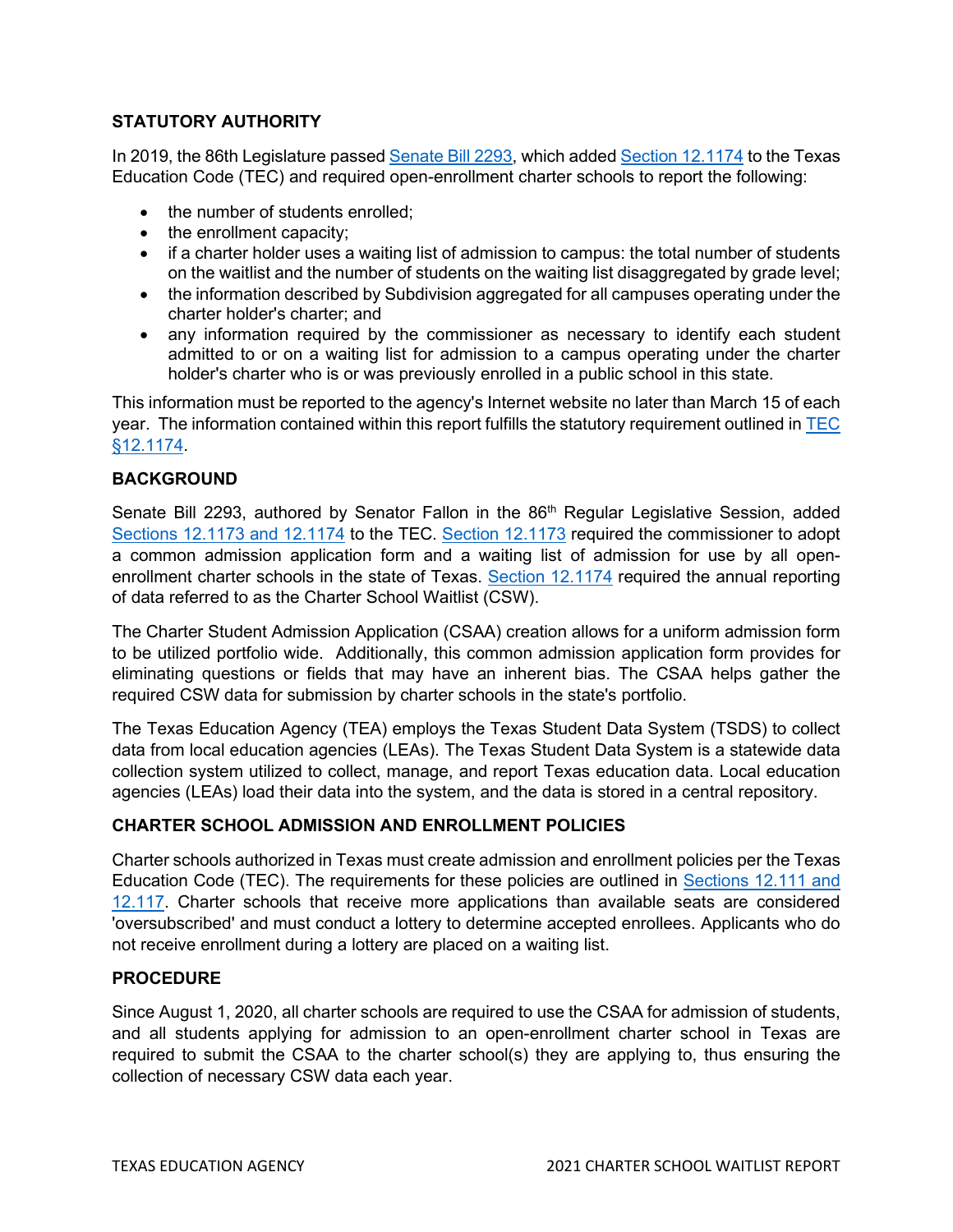## STATUTORY AUTHORITY

In 2019, the 86th Legislature passed Senate Bill 2293, which added Section 12.1174 to the Texas Education Code (TEC) and required open-enrollment charter schools to report the following:

- the number of students enrolled;
- the enrollment capacity;
- if a charter holder uses a waiting list of admission to campus: the total number of students on the waitlist and the number of students on the waiting list disaggregated by grade level;
- the information described by Subdivision aggregated for all campuses operating under the charter holder's charter; and
- any information required by the commissioner as necessary to identify each student admitted to or on a waiting list for admission to a campus operating under the charter holder's charter who is or was previously enrolled in a public school in this state.

This information must be reported to the agency's Internet website no later than March 15 of each year. The information contained within this report fulfills the statutory requirement outlined in TEC §12.1174.

## BACKGROUND

Senate Bill 2293, authored by Senator Fallon in the 86th Regular Legislative Session, added Sections 12.1173 and 12.1174 to the TEC. Section 12.1173 required the commissioner to adopt a common admission application form and a waiting list of admission for use by all open-enrollment charter schools in the state of Texas. Section 12.1174 required the annual reporting of data referred to as the Charter School Waitlist (CSW).

The Charter Student Admission Application (CSAA) creation allows for a uniform admission form to be utilized portfolio wide. Additionally, this common admission application form provides for eliminating questions or fields that may have an inherent bias. The CSAA helps gather the required CSW data for submission by charter schools in the state's portfolio.

The Texas Education Agency (TEA) employs the Texas Student Data System (TSDS) to collect data from local education agencies (LEAs). The Texas Student Data System is a statewide data collection system utilized to collect, manage, and report Texas education data. Local education agencies (LEAs) load their data into the system, and the data is stored in a central repository.

## CHARTER SCHOOL ADMISSION AND ENROLLMENT POLICIES

Charter schools authorized in Texas must create admission and enrollment policies per the Texas Education Code (TEC). The requirements for these policies are outlined in Sections 12.111 and 12.117. Charter schools that receive more applications than available seats are considered 'oversubscribed' and must conduct a lottery to determine accepted enrollees. Applicants who do not receive enrollment during a lottery are placed on a waiting list.

## PROCEDURE

Since August 1, 2020, all charter schools are required to use the CSAA for admission of students, and all students applying for admission to an open-enrollment charter school in Texas are required to submit the CSAA to the charter school(s) they are applying to, thus ensuring the collection of necessary CSW data each year.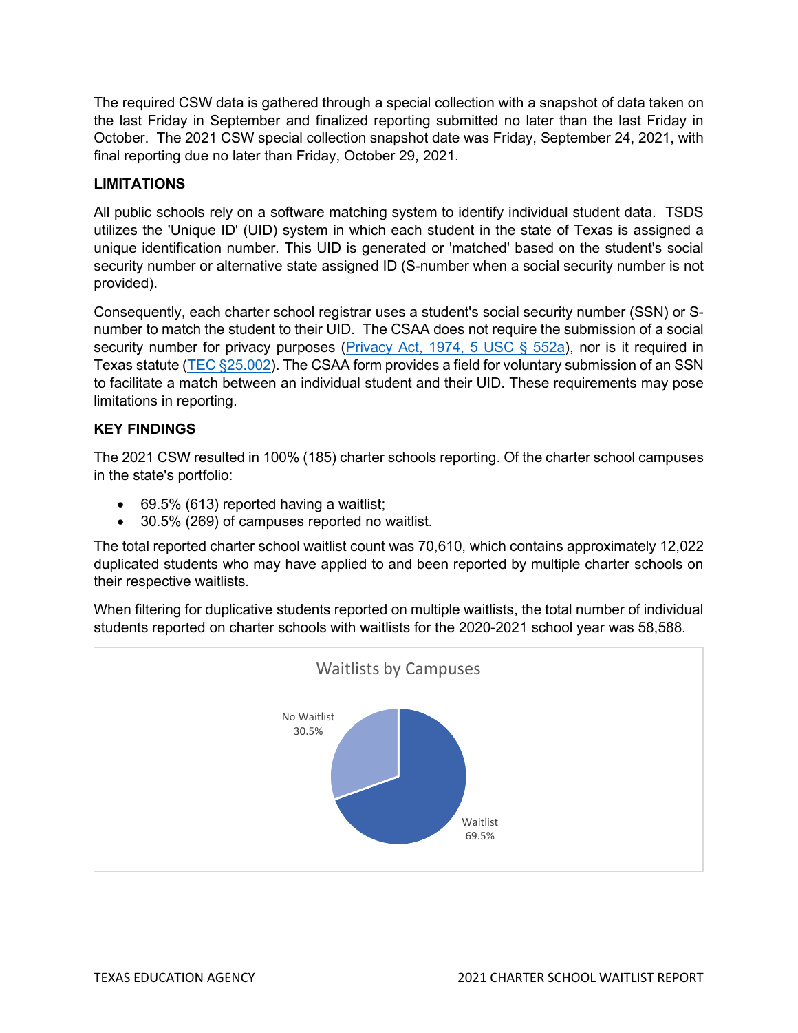The required CSW data is gathered through a special collection with a snapshot of data taken on the last Friday in September and finalized reporting submitted no later than the last Friday in October. The 2021 CSW special collection snapshot date was Friday, September 24, 2021, with final reporting due no later than Friday, October 29, 2021.

**LIMITATIONS**

All public schools rely on a software matching system to identify individual student data. TSDS utilizes the 'Unique ID' (UID) system in which each student in the state of Texas is assigned a unique identification number. This UID is generated or 'matched' based on the student's social security number or alternative state assigned ID (S-number when a social security number is not provided).

Consequently, each charter school registrar uses a student's social security number (SSN) or S-number to match the student to their UID. The CSAA does not require the submission of a social security number for privacy purposes ([Privacy Act, 1974, 5 USC § 552a](#)), nor is it required in Texas statute ([TEC §25.002](#)). The CSAA form provides a field for voluntary submission of an SSN to facilitate a match between an individual student and their UID. These requirements may pose limitations in reporting.

**KEY FINDINGS**

The 2021 CSW resulted in 100% (185) charter schools reporting. Of the charter school campuses in the state's portfolio:

- 69.5% (613) reported having a waitlist;
- 30.5% (269) of campuses reported no waitlist.

The total reported charter school waitlist count was 70,610, which contains approximately 12,022 duplicated students who may have applied to and been reported by multiple charter schools on their respective waitlists.

When filtering for duplicative students reported on multiple waitlists, the total number of individual students reported on charter schools with waitlists for the 2020-2021 school year was 58,588.

Waitlists by Campuses

| Category | Percentage |
| --- | --- |
| No Waitlist | 30.5% |
| Waitlist | 69.5% |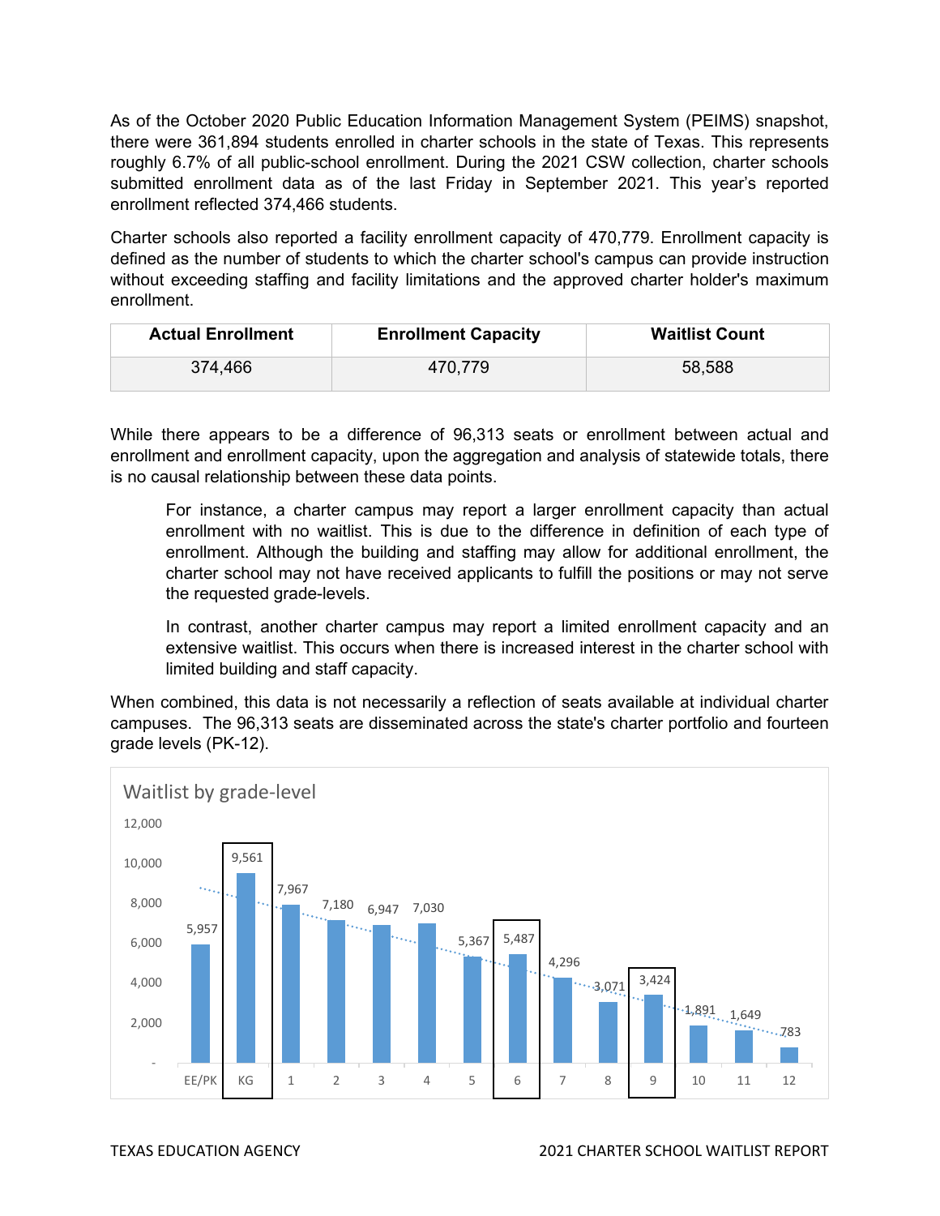As of the October 2020 Public Education Information Management System (PEIMS) snapshot, there were 361,894 students enrolled in charter schools in the state of Texas. This represents roughly 6.7% of all public-school enrollment. During the 2021 CSW collection, charter schools submitted enrollment data as of the last Friday in September 2021. This year's reported enrollment reflected 374,466 students.

Charter schools also reported a facility enrollment capacity of 470,779. Enrollment capacity is defined as the number of students to which the charter school's campus can provide instruction without exceeding staffing and facility limitations and the approved charter holder's maximum enrollment.

| Actual Enrollment | Enrollment Capacity | Waitlist Count |
|---|---|---|
| 374,466 | 470,779 | 58,588 |

While there appears to be a difference of 96,313 seats or enrollment between actual and enrollment and enrollment capacity, upon the aggregation and analysis of statewide totals, there is no causal relationship between these data points.

> For instance, a charter campus may report a larger enrollment capacity than actual enrollment with no waitlist. This is due to the difference in definition of each type of enrollment. Although the building and staffing may allow for additional enrollment, the charter school may not have received applicants to fulfill the positions or may not serve the requested grade-levels.
>
> In contrast, another charter campus may report a limited enrollment capacity and an extensive waitlist. This occurs when there is increased interest in the charter school with limited building and staff capacity.

When combined, this data is not necessarily a reflection of seats available at individual charter campuses. The 96,313 seats are disseminated across the state's charter portfolio and fourteen grade levels (PK-12).

**Waitlist by grade-level**

| Grade | Waitlist |
|---|---|
| EE/PK | 5,957 |
| KG | 9,561 |
| 1 | 7,967 |
| 2 | 7,180 |
| 3 | 6,947 |
| 4 | 7,030 |
| 5 | 5,367 |
| 6 | 5,487 |
| 7 | 4,296 |
| 8 | 3,071 |
| 9 | 3,424 |
| 10 | 1,891 |
| 11 | 1,649 |
| 12 | 783 |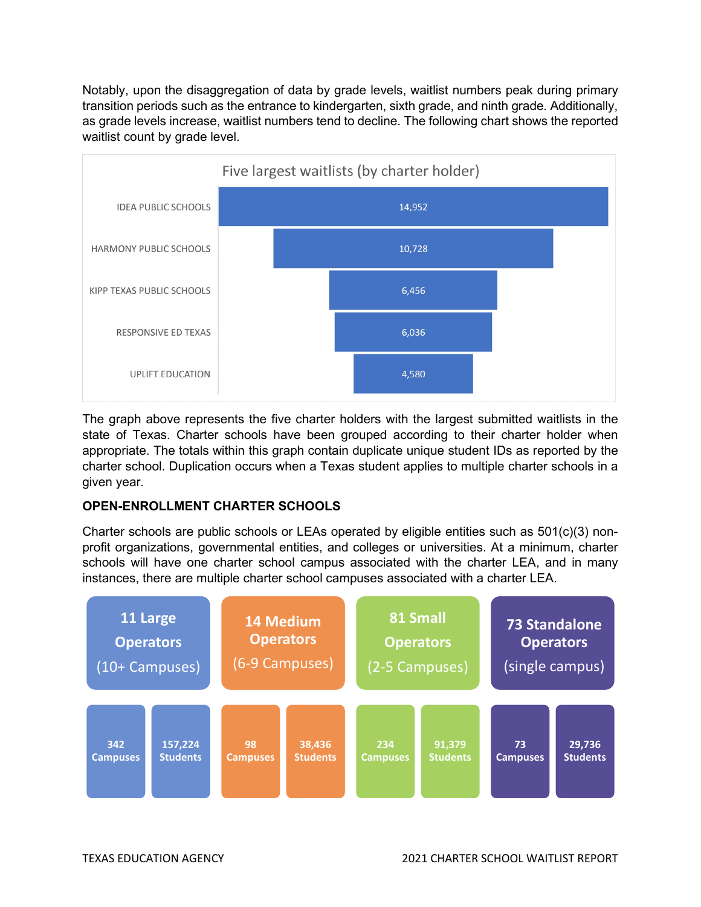Notably, upon the disaggregation of data by grade levels, waitlist numbers peak during primary transition periods such as the entrance to kindergarten, sixth grade, and ninth grade. Additionally, as grade levels increase, waitlist numbers tend to decline. The following chart shows the reported waitlist count by grade level.

**Five largest waitlists (by charter holder)**

| Charter Holder | Waitlist |
|---|---|
| IDEA PUBLIC SCHOOLS | 14,952 |
| HARMONY PUBLIC SCHOOLS | 10,728 |
| KIPP TEXAS PUBLIC SCHOOLS | 6,456 |
| RESPONSIVE ED TEXAS | 6,036 |
| UPLIFT EDUCATION | 4,580 |

The graph above represents the five charter holders with the largest submitted waitlists in the state of Texas. Charter schools have been grouped according to their charter holder when appropriate. The totals within this graph contain duplicate unique student IDs as reported by the charter school. Duplication occurs when a Texas student applies to multiple charter schools in a given year.

**OPEN-ENROLLMENT CHARTER SCHOOLS**

Charter schools are public schools or LEAs operated by eligible entities such as 501(c)(3) non-profit organizations, governmental entities, and colleges or universities. At a minimum, charter schools will have one charter school campus associated with the charter LEA, and in many instances, there are multiple charter school campuses associated with a charter LEA.

| Operator Type | Campuses | Students |
|---|---|---|
| 11 Large Operators (10+ Campuses) | 342 Campuses | 157,224 Students |
| 14 Medium Operators (6-9 Campuses) | 98 Campuses | 38,436 Students |
| 81 Small Operators (2-5 Campuses) | 234 Campuses | 91,379 Students |
| 73 Standalone Operators (single campus) | 73 Campuses | 29,736 Students |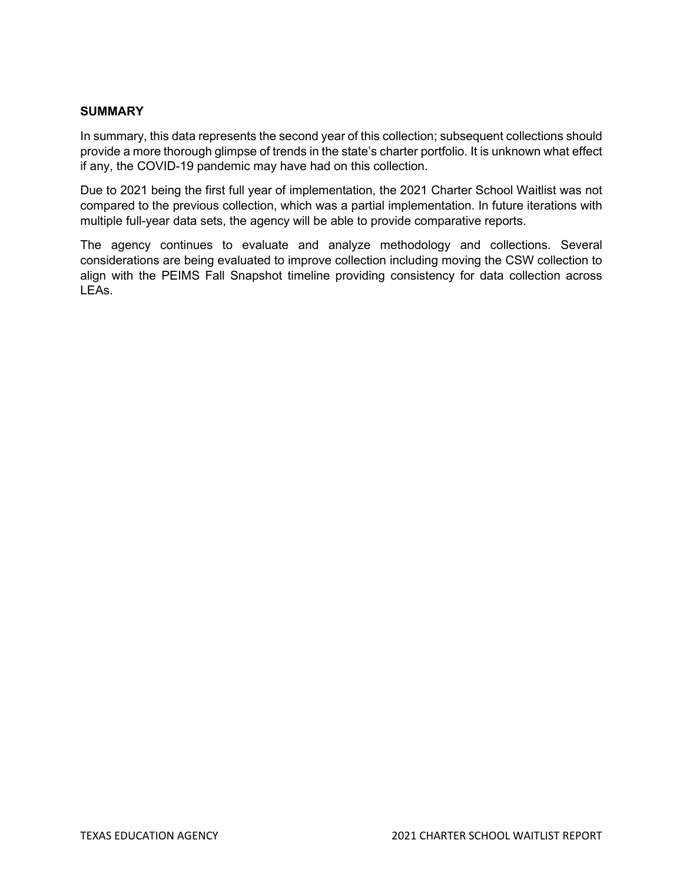## SUMMARY

In summary, this data represents the second year of this collection; subsequent collections should provide a more thorough glimpse of trends in the state's charter portfolio. It is unknown what effect if any, the COVID-19 pandemic may have had on this collection.

Due to 2021 being the first full year of implementation, the 2021 Charter School Waitlist was not compared to the previous collection, which was a partial implementation. In future iterations with multiple full-year data sets, the agency will be able to provide comparative reports.

The agency continues to evaluate and analyze methodology and collections. Several considerations are being evaluated to improve collection including moving the CSW collection to align with the PEIMS Fall Snapshot timeline providing consistency for data collection across LEAs.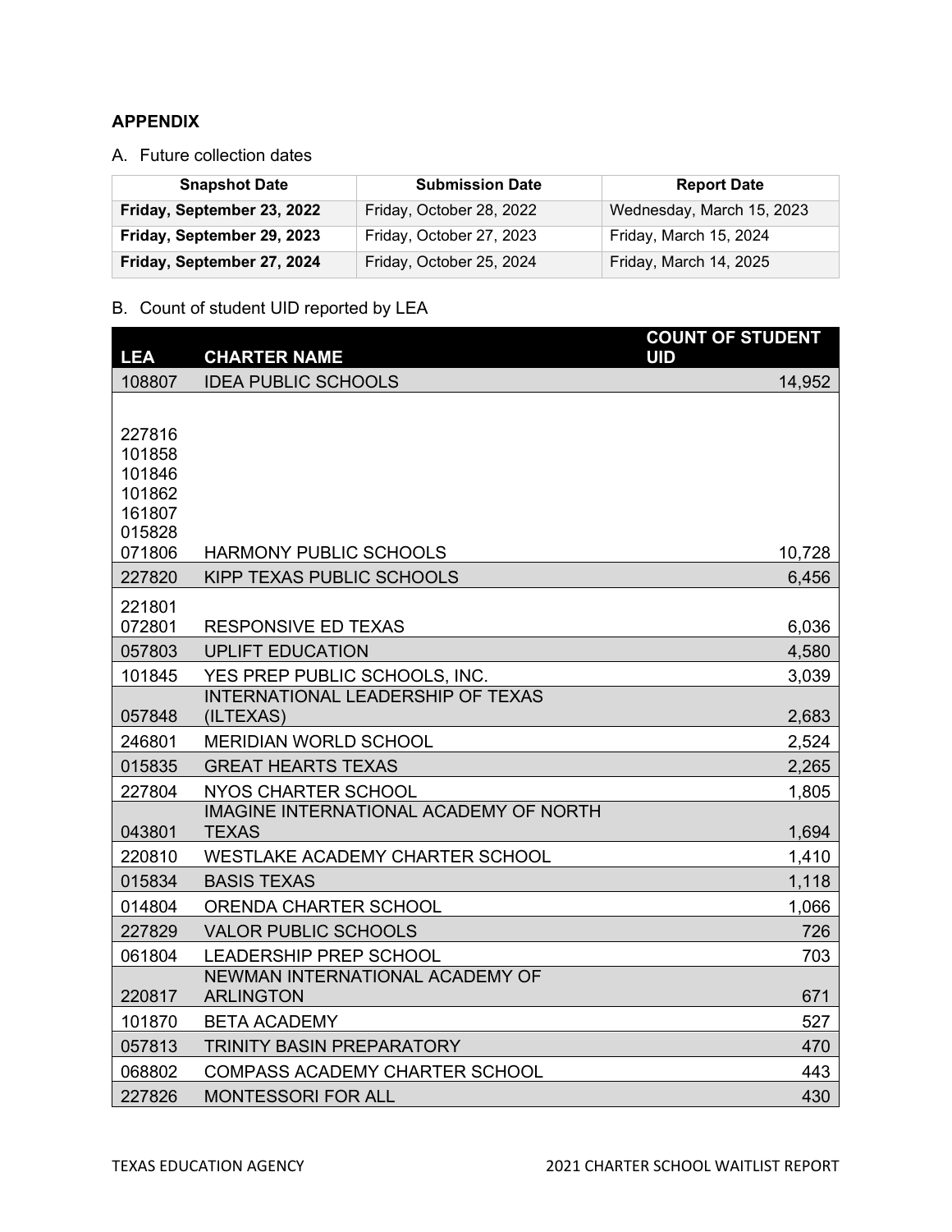**APPENDIX**

A. Future collection dates

| Snapshot Date | Submission Date | Report Date |
|---|---|---|
| **Friday, September 23, 2022** | Friday, October 28, 2022 | Wednesday, March 15, 2023 |
| **Friday, September 29, 2023** | Friday, October 27, 2023 | Friday, March 15, 2024 |
| **Friday, September 27, 2024** | Friday, October 25, 2024 | Friday, March 14, 2025 |

B. Count of student UID reported by LEA

| LEA | CHARTER NAME | COUNT OF STUDENT UID |
|---|---|---|
| 108807 | IDEA PUBLIC SCHOOLS | 14,952 |
| 227816<br>101858<br>101846<br>101862<br>161807<br>015828<br>071806 | HARMONY PUBLIC SCHOOLS | 10,728 |
| 227820 | KIPP TEXAS PUBLIC SCHOOLS | 6,456 |
| 221801<br>072801 | RESPONSIVE ED TEXAS | 6,036 |
| 057803 | UPLIFT EDUCATION | 4,580 |
| 101845 | YES PREP PUBLIC SCHOOLS, INC. | 3,039 |
| 057848 | INTERNATIONAL LEADERSHIP OF TEXAS (ILTEXAS) | 2,683 |
| 246801 | MERIDIAN WORLD SCHOOL | 2,524 |
| 015835 | GREAT HEARTS TEXAS | 2,265 |
| 227804 | NYOS CHARTER SCHOOL | 1,805 |
| 043801 | IMAGINE INTERNATIONAL ACADEMY OF NORTH TEXAS | 1,694 |
| 220810 | WESTLAKE ACADEMY CHARTER SCHOOL | 1,410 |
| 015834 | BASIS TEXAS | 1,118 |
| 014804 | ORENDA CHARTER SCHOOL | 1,066 |
| 227829 | VALOR PUBLIC SCHOOLS | 726 |
| 061804 | LEADERSHIP PREP SCHOOL | 703 |
| 220817 | NEWMAN INTERNATIONAL ACADEMY OF ARLINGTON | 671 |
| 101870 | BETA ACADEMY | 527 |
| 057813 | TRINITY BASIN PREPARATORY | 470 |
| 068802 | COMPASS ACADEMY CHARTER SCHOOL | 443 |
| 227826 | MONTESSORI FOR ALL | 430 |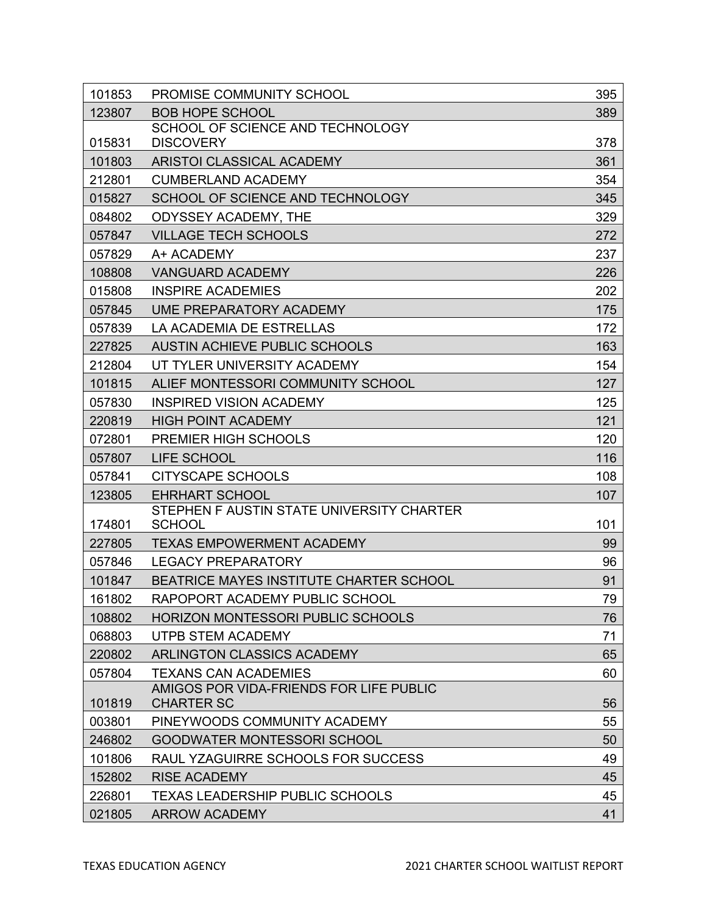| | | |
|---|---|---|
| 101853 | PROMISE COMMUNITY SCHOOL | 395 |
| 123807 | BOB HOPE SCHOOL | 389 |
| 015831 | SCHOOL OF SCIENCE AND TECHNOLOGY DISCOVERY | 378 |
| 101803 | ARISTOI CLASSICAL ACADEMY | 361 |
| 212801 | CUMBERLAND ACADEMY | 354 |
| 015827 | SCHOOL OF SCIENCE AND TECHNOLOGY | 345 |
| 084802 | ODYSSEY ACADEMY, THE | 329 |
| 057847 | VILLAGE TECH SCHOOLS | 272 |
| 057829 | A+ ACADEMY | 237 |
| 108808 | VANGUARD ACADEMY | 226 |
| 015808 | INSPIRE ACADEMIES | 202 |
| 057845 | UME PREPARATORY ACADEMY | 175 |
| 057839 | LA ACADEMIA DE ESTRELLAS | 172 |
| 227825 | AUSTIN ACHIEVE PUBLIC SCHOOLS | 163 |
| 212804 | UT TYLER UNIVERSITY ACADEMY | 154 |
| 101815 | ALIEF MONTESSORI COMMUNITY SCHOOL | 127 |
| 057830 | INSPIRED VISION ACADEMY | 125 |
| 220819 | HIGH POINT ACADEMY | 121 |
| 072801 | PREMIER HIGH SCHOOLS | 120 |
| 057807 | LIFE SCHOOL | 116 |
| 057841 | CITYSCAPE SCHOOLS | 108 |
| 123805 | EHRHART SCHOOL | 107 |
| 174801 | STEPHEN F AUSTIN STATE UNIVERSITY CHARTER SCHOOL | 101 |
| 227805 | TEXAS EMPOWERMENT ACADEMY | 99 |
| 057846 | LEGACY PREPARATORY | 96 |
| 101847 | BEATRICE MAYES INSTITUTE CHARTER SCHOOL | 91 |
| 161802 | RAPOPORT ACADEMY PUBLIC SCHOOL | 79 |
| 108802 | HORIZON MONTESSORI PUBLIC SCHOOLS | 76 |
| 068803 | UTPB STEM ACADEMY | 71 |
| 220802 | ARLINGTON CLASSICS ACADEMY | 65 |
| 057804 | TEXANS CAN ACADEMIES | 60 |
| 101819 | AMIGOS POR VIDA-FRIENDS FOR LIFE PUBLIC CHARTER SC | 56 |
| 003801 | PINEYWOODS COMMUNITY ACADEMY | 55 |
| 246802 | GOODWATER MONTESSORI SCHOOL | 50 |
| 101806 | RAUL YZAGUIRRE SCHOOLS FOR SUCCESS | 49 |
| 152802 | RISE ACADEMY | 45 |
| 226801 | TEXAS LEADERSHIP PUBLIC SCHOOLS | 45 |
| 021805 | ARROW ACADEMY | 41 |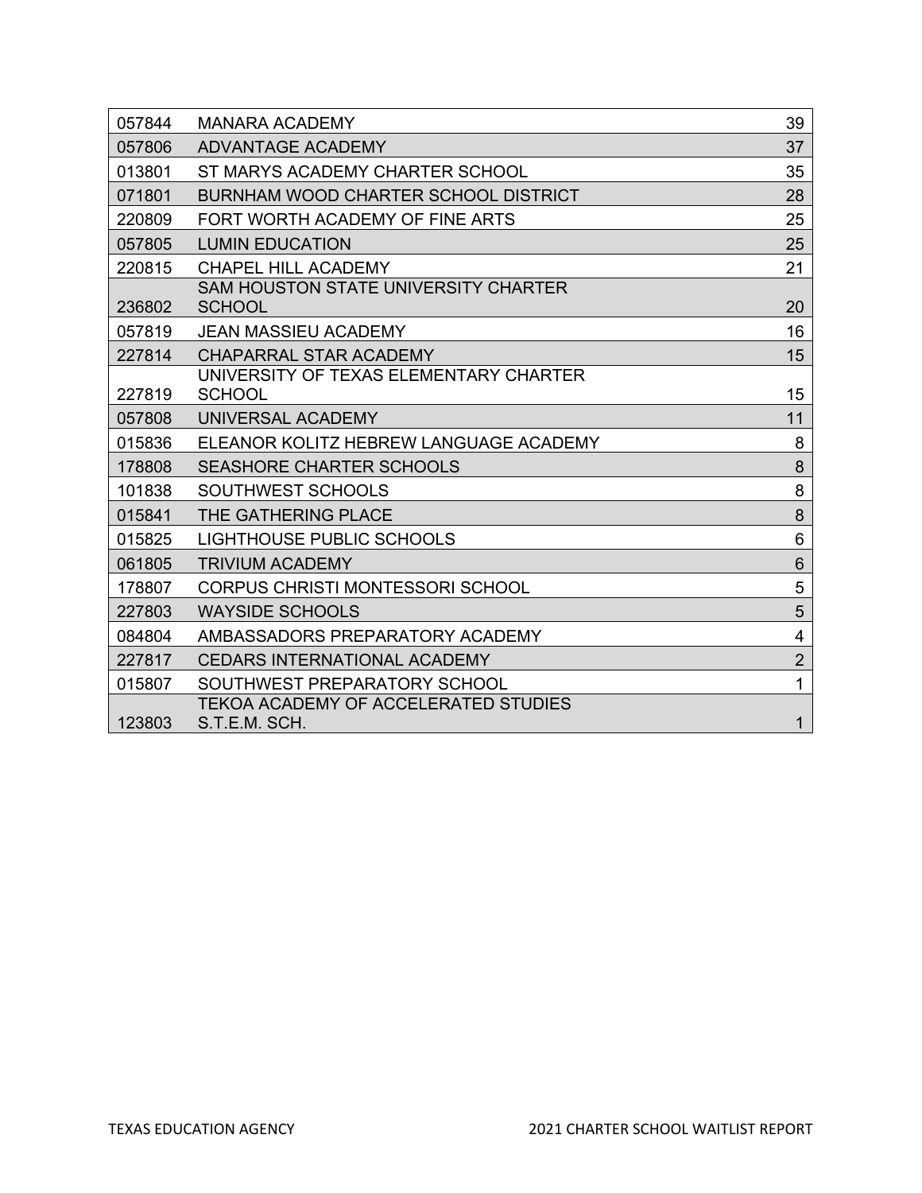| | | |
|---|---|---|
| 057844 | MANARA ACADEMY | 39 |
| 057806 | ADVANTAGE ACADEMY | 37 |
| 013801 | ST MARYS ACADEMY CHARTER SCHOOL | 35 |
| 071801 | BURNHAM WOOD CHARTER SCHOOL DISTRICT | 28 |
| 220809 | FORT WORTH ACADEMY OF FINE ARTS | 25 |
| 057805 | LUMIN EDUCATION | 25 |
| 220815 | CHAPEL HILL ACADEMY | 21 |
| 236802 | SAM HOUSTON STATE UNIVERSITY CHARTER SCHOOL | 20 |
| 057819 | JEAN MASSIEU ACADEMY | 16 |
| 227814 | CHAPARRAL STAR ACADEMY | 15 |
| 227819 | UNIVERSITY OF TEXAS ELEMENTARY CHARTER SCHOOL | 15 |
| 057808 | UNIVERSAL ACADEMY | 11 |
| 015836 | ELEANOR KOLITZ HEBREW LANGUAGE ACADEMY | 8 |
| 178808 | SEASHORE CHARTER SCHOOLS | 8 |
| 101838 | SOUTHWEST SCHOOLS | 8 |
| 015841 | THE GATHERING PLACE | 8 |
| 015825 | LIGHTHOUSE PUBLIC SCHOOLS | 6 |
| 061805 | TRIVIUM ACADEMY | 6 |
| 178807 | CORPUS CHRISTI MONTESSORI SCHOOL | 5 |
| 227803 | WAYSIDE SCHOOLS | 5 |
| 084804 | AMBASSADORS PREPARATORY ACADEMY | 4 |
| 227817 | CEDARS INTERNATIONAL ACADEMY | 2 |
| 015807 | SOUTHWEST PREPARATORY SCHOOL | 1 |
| 123803 | TEKOA ACADEMY OF ACCELERATED STUDIES S.T.E.M. SCH. | 1 |